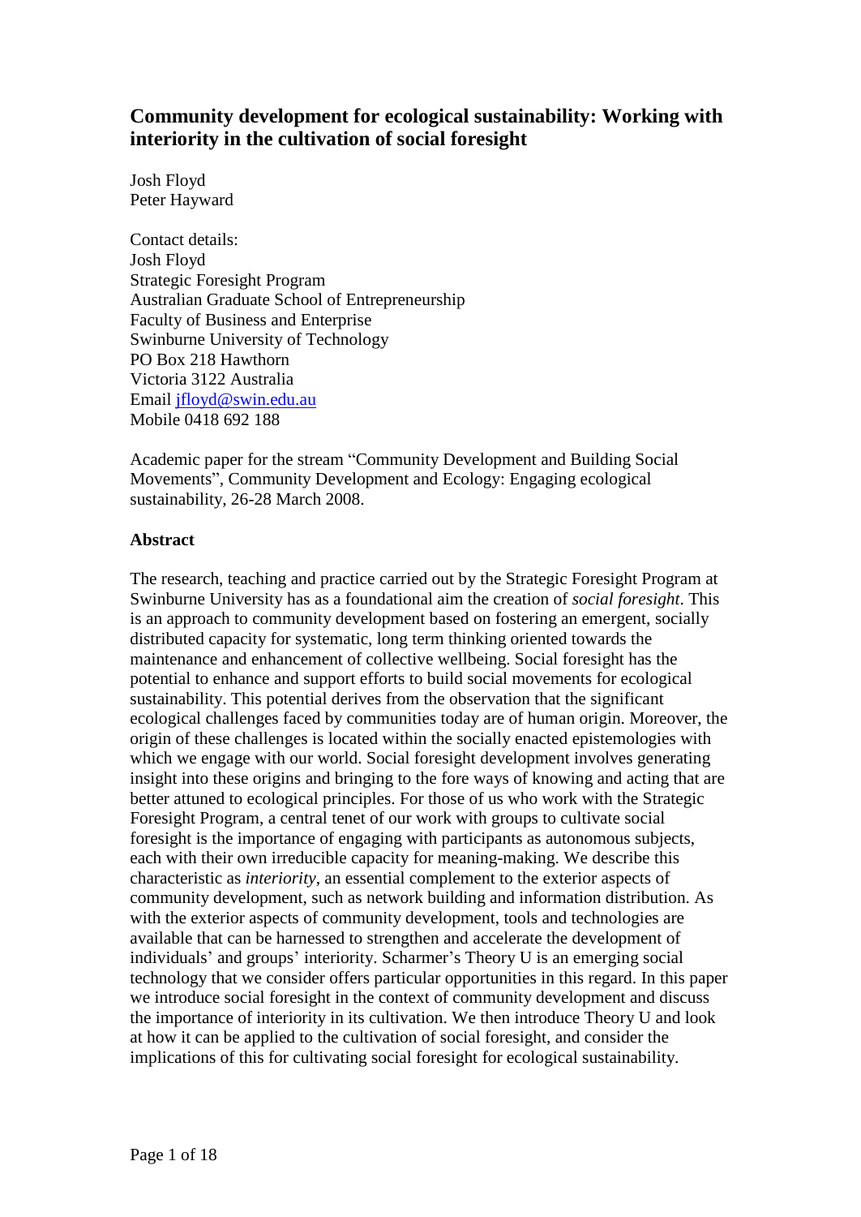# Community development for ecological sustainability: Working with interiority in the cultivation of social foresight

Josh Floyd
Peter Hayward

Contact details:
Josh Floyd
Strategic Foresight Program
Australian Graduate School of Entrepreneurship
Faculty of Business and Enterprise
Swinburne University of Technology
PO Box 218 Hawthorn
Victoria 3122 Australia
Email jfloyd@swin.edu.au
Mobile 0418 692 188

Academic paper for the stream "Community Development and Building Social Movements", Community Development and Ecology: Engaging ecological sustainability, 26-28 March 2008.

## Abstract

The research, teaching and practice carried out by the Strategic Foresight Program at Swinburne University has as a foundational aim the creation of *social foresight*. This is an approach to community development based on fostering an emergent, socially distributed capacity for systematic, long term thinking oriented towards the maintenance and enhancement of collective wellbeing. Social foresight has the potential to enhance and support efforts to build social movements for ecological sustainability. This potential derives from the observation that the significant ecological challenges faced by communities today are of human origin. Moreover, the origin of these challenges is located within the socially enacted epistemologies with which we engage with our world. Social foresight development involves generating insight into these origins and bringing to the fore ways of knowing and acting that are better attuned to ecological principles. For those of us who work with the Strategic Foresight Program, a central tenet of our work with groups to cultivate social foresight is the importance of engaging with participants as autonomous subjects, each with their own irreducible capacity for meaning-making. We describe this characteristic as *interiority*, an essential complement to the exterior aspects of community development, such as network building and information distribution. As with the exterior aspects of community development, tools and technologies are available that can be harnessed to strengthen and accelerate the development of individuals' and groups' interiority. Scharmer's Theory U is an emerging social technology that we consider offers particular opportunities in this regard. In this paper we introduce social foresight in the context of community development and discuss the importance of interiority in its cultivation. We then introduce Theory U and look at how it can be applied to the cultivation of social foresight, and consider the implications of this for cultivating social foresight for ecological sustainability.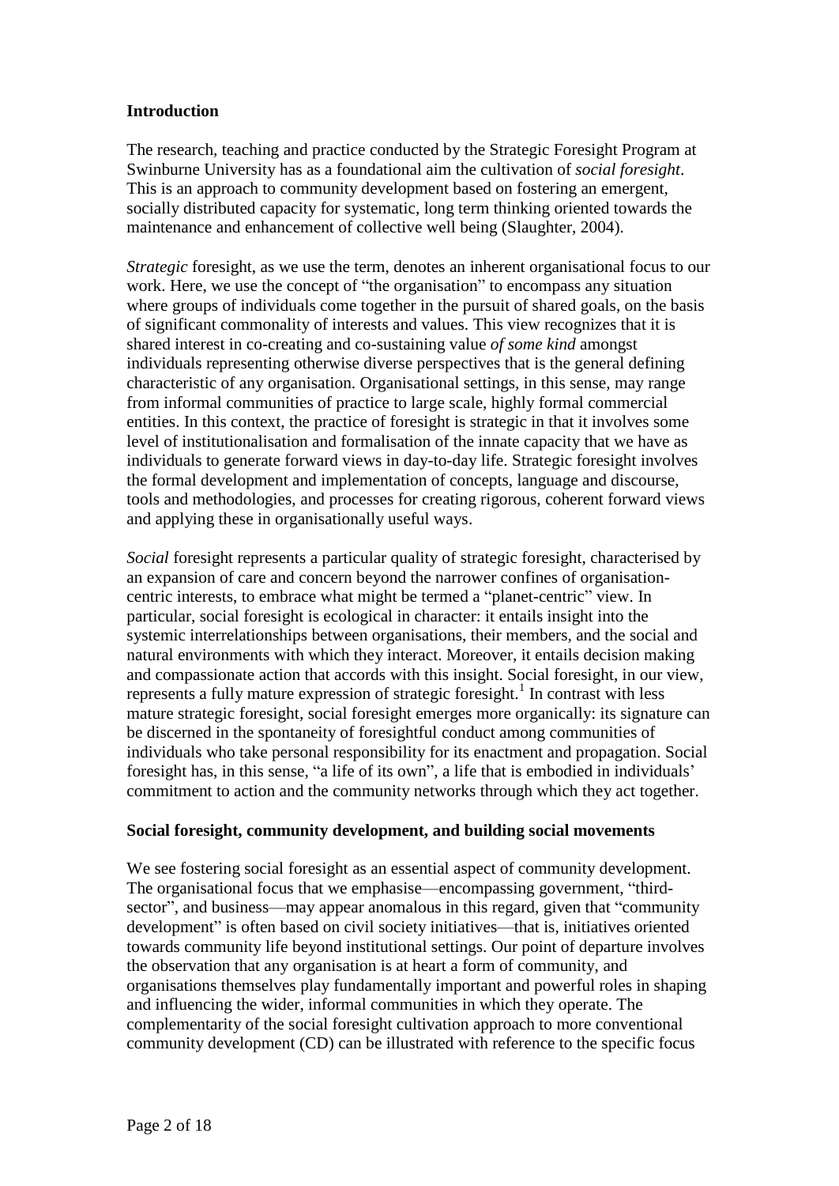## Introduction

The research, teaching and practice conducted by the Strategic Foresight Program at Swinburne University has as a foundational aim the cultivation of *social foresight*. This is an approach to community development based on fostering an emergent, socially distributed capacity for systematic, long term thinking oriented towards the maintenance and enhancement of collective well being (Slaughter, 2004).

*Strategic* foresight, as we use the term, denotes an inherent organisational focus to our work. Here, we use the concept of "the organisation" to encompass any situation where groups of individuals come together in the pursuit of shared goals, on the basis of significant commonality of interests and values. This view recognizes that it is shared interest in co-creating and co-sustaining value *of some kind* amongst individuals representing otherwise diverse perspectives that is the general defining characteristic of any organisation. Organisational settings, in this sense, may range from informal communities of practice to large scale, highly formal commercial entities. In this context, the practice of foresight is strategic in that it involves some level of institutionalisation and formalisation of the innate capacity that we have as individuals to generate forward views in day-to-day life. Strategic foresight involves the formal development and implementation of concepts, language and discourse, tools and methodologies, and processes for creating rigorous, coherent forward views and applying these in organisationally useful ways.

*Social* foresight represents a particular quality of strategic foresight, characterised by an expansion of care and concern beyond the narrower confines of organisation-centric interests, to embrace what might be termed a "planet-centric" view. In particular, social foresight is ecological in character: it entails insight into the systemic interrelationships between organisations, their members, and the social and natural environments with which they interact. Moreover, it entails decision making and compassionate action that accords with this insight. Social foresight, in our view, represents a fully mature expression of strategic foresight.[1] In contrast with less mature strategic foresight, social foresight emerges more organically: its signature can be discerned in the spontaneity of foresightful conduct among communities of individuals who take personal responsibility for its enactment and propagation. Social foresight has, in this sense, "a life of its own", a life that is embodied in individuals' commitment to action and the community networks through which they act together.

## Social foresight, community development, and building social movements

We see fostering social foresight as an essential aspect of community development. The organisational focus that we emphasise—encompassing government, "third-sector", and business—may appear anomalous in this regard, given that "community development" is often based on civil society initiatives—that is, initiatives oriented towards community life beyond institutional settings. Our point of departure involves the observation that any organisation is at heart a form of community, and organisations themselves play fundamentally important and powerful roles in shaping and influencing the wider, informal communities in which they operate. The complementarity of the social foresight cultivation approach to more conventional community development (CD) can be illustrated with reference to the specific focus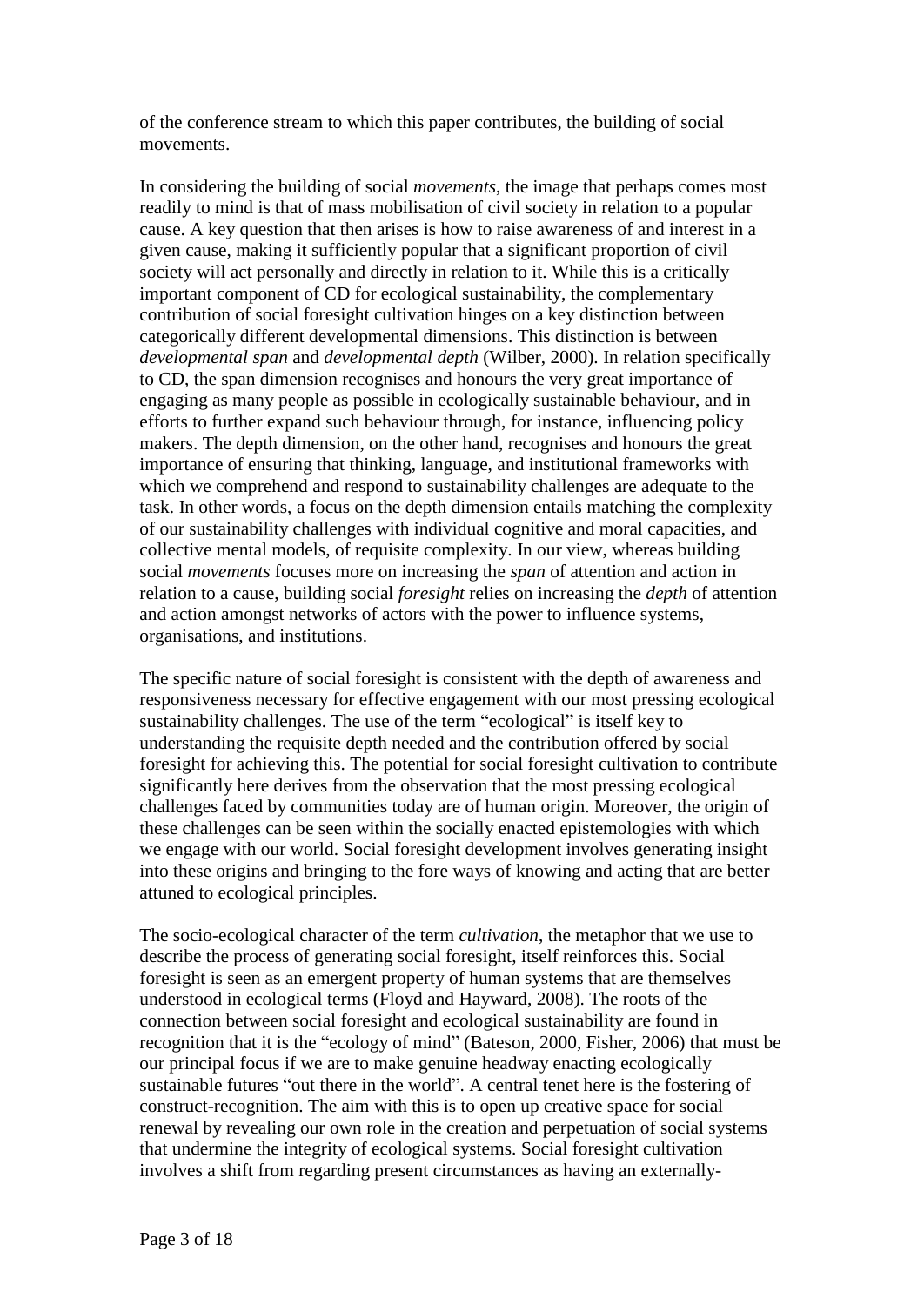of the conference stream to which this paper contributes, the building of social movements.

In considering the building of social *movements*, the image that perhaps comes most readily to mind is that of mass mobilisation of civil society in relation to a popular cause. A key question that then arises is how to raise awareness of and interest in a given cause, making it sufficiently popular that a significant proportion of civil society will act personally and directly in relation to it. While this is a critically important component of CD for ecological sustainability, the complementary contribution of social foresight cultivation hinges on a key distinction between categorically different developmental dimensions. This distinction is between *developmental span* and *developmental depth* (Wilber, 2000). In relation specifically to CD, the span dimension recognises and honours the very great importance of engaging as many people as possible in ecologically sustainable behaviour, and in efforts to further expand such behaviour through, for instance, influencing policy makers. The depth dimension, on the other hand, recognises and honours the great importance of ensuring that thinking, language, and institutional frameworks with which we comprehend and respond to sustainability challenges are adequate to the task. In other words, a focus on the depth dimension entails matching the complexity of our sustainability challenges with individual cognitive and moral capacities, and collective mental models, of requisite complexity. In our view, whereas building social *movements* focuses more on increasing the *span* of attention and action in relation to a cause, building social *foresight* relies on increasing the *depth* of attention and action amongst networks of actors with the power to influence systems, organisations, and institutions.

The specific nature of social foresight is consistent with the depth of awareness and responsiveness necessary for effective engagement with our most pressing ecological sustainability challenges. The use of the term "ecological" is itself key to understanding the requisite depth needed and the contribution offered by social foresight for achieving this. The potential for social foresight cultivation to contribute significantly here derives from the observation that the most pressing ecological challenges faced by communities today are of human origin. Moreover, the origin of these challenges can be seen within the socially enacted epistemologies with which we engage with our world. Social foresight development involves generating insight into these origins and bringing to the fore ways of knowing and acting that are better attuned to ecological principles.

The socio-ecological character of the term *cultivation*, the metaphor that we use to describe the process of generating social foresight, itself reinforces this. Social foresight is seen as an emergent property of human systems that are themselves understood in ecological terms (Floyd and Hayward, 2008). The roots of the connection between social foresight and ecological sustainability are found in recognition that it is the "ecology of mind" (Bateson, 2000, Fisher, 2006) that must be our principal focus if we are to make genuine headway enacting ecologically sustainable futures "out there in the world". A central tenet here is the fostering of construct-recognition. The aim with this is to open up creative space for social renewal by revealing our own role in the creation and perpetuation of social systems that undermine the integrity of ecological systems. Social foresight cultivation involves a shift from regarding present circumstances as having an externally-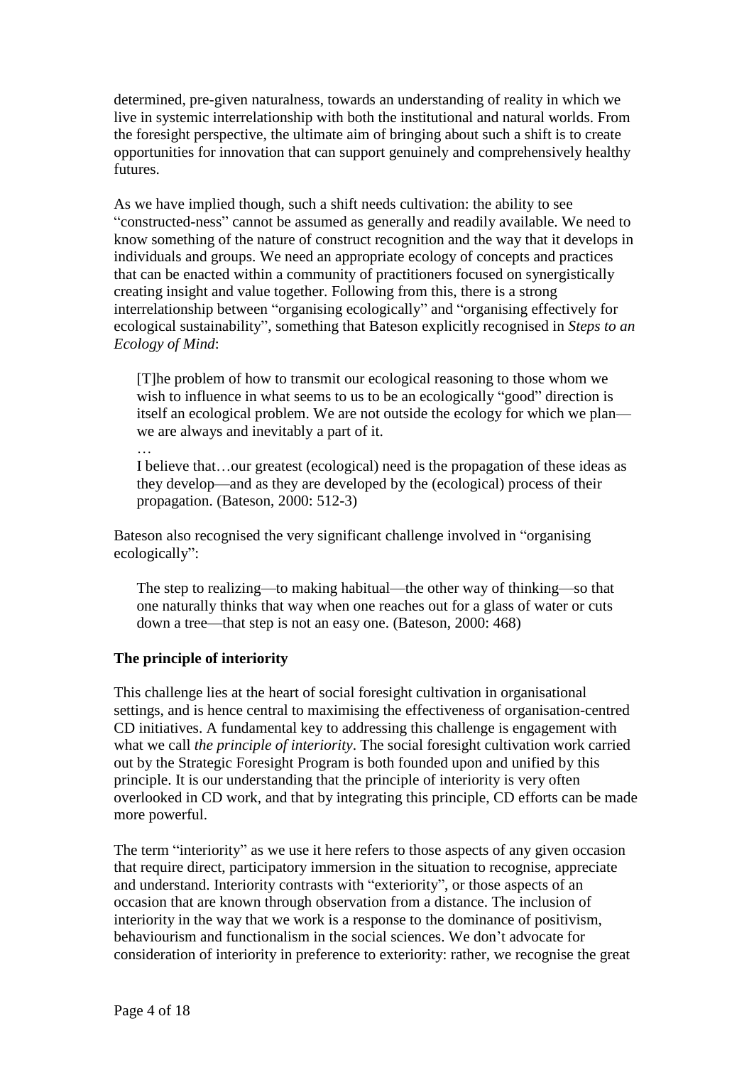determined, pre-given naturalness, towards an understanding of reality in which we live in systemic interrelationship with both the institutional and natural worlds. From the foresight perspective, the ultimate aim of bringing about such a shift is to create opportunities for innovation that can support genuinely and comprehensively healthy futures.

As we have implied though, such a shift needs cultivation: the ability to see "constructed-ness" cannot be assumed as generally and readily available. We need to know something of the nature of construct recognition and the way that it develops in individuals and groups. We need an appropriate ecology of concepts and practices that can be enacted within a community of practitioners focused on synergistically creating insight and value together. Following from this, there is a strong interrelationship between "organising ecologically" and "organising effectively for ecological sustainability", something that Bateson explicitly recognised in *Steps to an Ecology of Mind*:

> [T]he problem of how to transmit our ecological reasoning to those whom we wish to influence in what seems to us to be an ecologically "good" direction is itself an ecological problem. We are not outside the ecology for which we plan—we are always and inevitably a part of it.
>
> …
>
> I believe that…our greatest (ecological) need is the propagation of these ideas as they develop—and as they are developed by the (ecological) process of their propagation. (Bateson, 2000: 512-3)

Bateson also recognised the very significant challenge involved in "organising ecologically":

> The step to realizing—to making habitual—the other way of thinking—so that one naturally thinks that way when one reaches out for a glass of water or cuts down a tree—that step is not an easy one. (Bateson, 2000: 468)

**The principle of interiority**

This challenge lies at the heart of social foresight cultivation in organisational settings, and is hence central to maximising the effectiveness of organisation-centred CD initiatives. A fundamental key to addressing this challenge is engagement with what we call *the principle of interiority*. The social foresight cultivation work carried out by the Strategic Foresight Program is both founded upon and unified by this principle. It is our understanding that the principle of interiority is very often overlooked in CD work, and that by integrating this principle, CD efforts can be made more powerful.

The term "interiority" as we use it here refers to those aspects of any given occasion that require direct, participatory immersion in the situation to recognise, appreciate and understand. Interiority contrasts with "exteriority", or those aspects of an occasion that are known through observation from a distance. The inclusion of interiority in the way that we work is a response to the dominance of positivism, behaviourism and functionalism in the social sciences. We don't advocate for consideration of interiority in preference to exteriority: rather, we recognise the great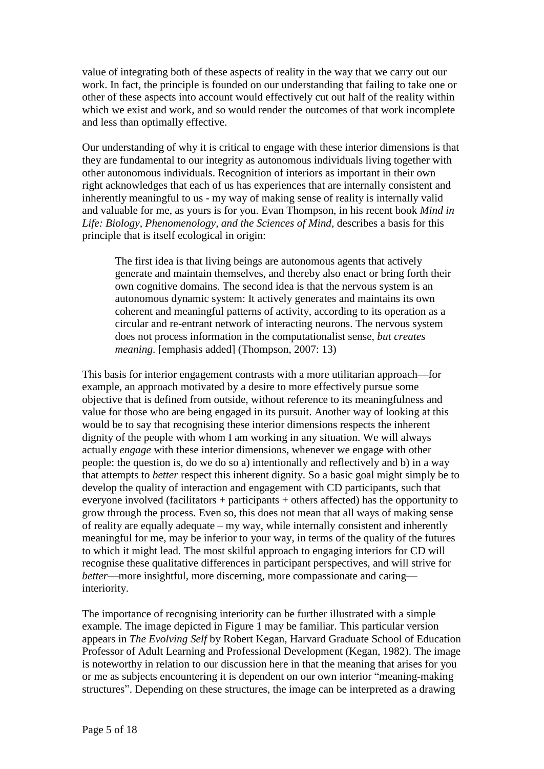value of integrating both of these aspects of reality in the way that we carry out our work. In fact, the principle is founded on our understanding that failing to take one or other of these aspects into account would effectively cut out half of the reality within which we exist and work, and so would render the outcomes of that work incomplete and less than optimally effective.

Our understanding of why it is critical to engage with these interior dimensions is that they are fundamental to our integrity as autonomous individuals living together with other autonomous individuals. Recognition of interiors as important in their own right acknowledges that each of us has experiences that are internally consistent and inherently meaningful to us - my way of making sense of reality is internally valid and valuable for me, as yours is for you. Evan Thompson, in his recent book *Mind in Life: Biology, Phenomenology, and the Sciences of Mind*, describes a basis for this principle that is itself ecological in origin:

> The first idea is that living beings are autonomous agents that actively generate and maintain themselves, and thereby also enact or bring forth their own cognitive domains. The second idea is that the nervous system is an autonomous dynamic system: It actively generates and maintains its own coherent and meaningful patterns of activity, according to its operation as a circular and re-entrant network of interacting neurons. The nervous system does not process information in the computationalist sense, *but creates meaning*. [emphasis added] (Thompson, 2007: 13)

This basis for interior engagement contrasts with a more utilitarian approach—for example, an approach motivated by a desire to more effectively pursue some objective that is defined from outside, without reference to its meaningfulness and value for those who are being engaged in its pursuit. Another way of looking at this would be to say that recognising these interior dimensions respects the inherent dignity of the people with whom I am working in any situation. We will always actually *engage* with these interior dimensions, whenever we engage with other people: the question is, do we do so a) intentionally and reflectively and b) in a way that attempts to *better* respect this inherent dignity. So a basic goal might simply be to develop the quality of interaction and engagement with CD participants, such that everyone involved (facilitators + participants + others affected) has the opportunity to grow through the process. Even so, this does not mean that all ways of making sense of reality are equally adequate – my way, while internally consistent and inherently meaningful for me, may be inferior to your way, in terms of the quality of the futures to which it might lead. The most skilful approach to engaging interiors for CD will recognise these qualitative differences in participant perspectives, and will strive for *better*—more insightful, more discerning, more compassionate and caring—interiority.

The importance of recognising interiority can be further illustrated with a simple example. The image depicted in Figure 1 may be familiar. This particular version appears in *The Evolving Self* by Robert Kegan, Harvard Graduate School of Education Professor of Adult Learning and Professional Development (Kegan, 1982). The image is noteworthy in relation to our discussion here in that the meaning that arises for you or me as subjects encountering it is dependent on our own interior "meaning-making structures". Depending on these structures, the image can be interpreted as a drawing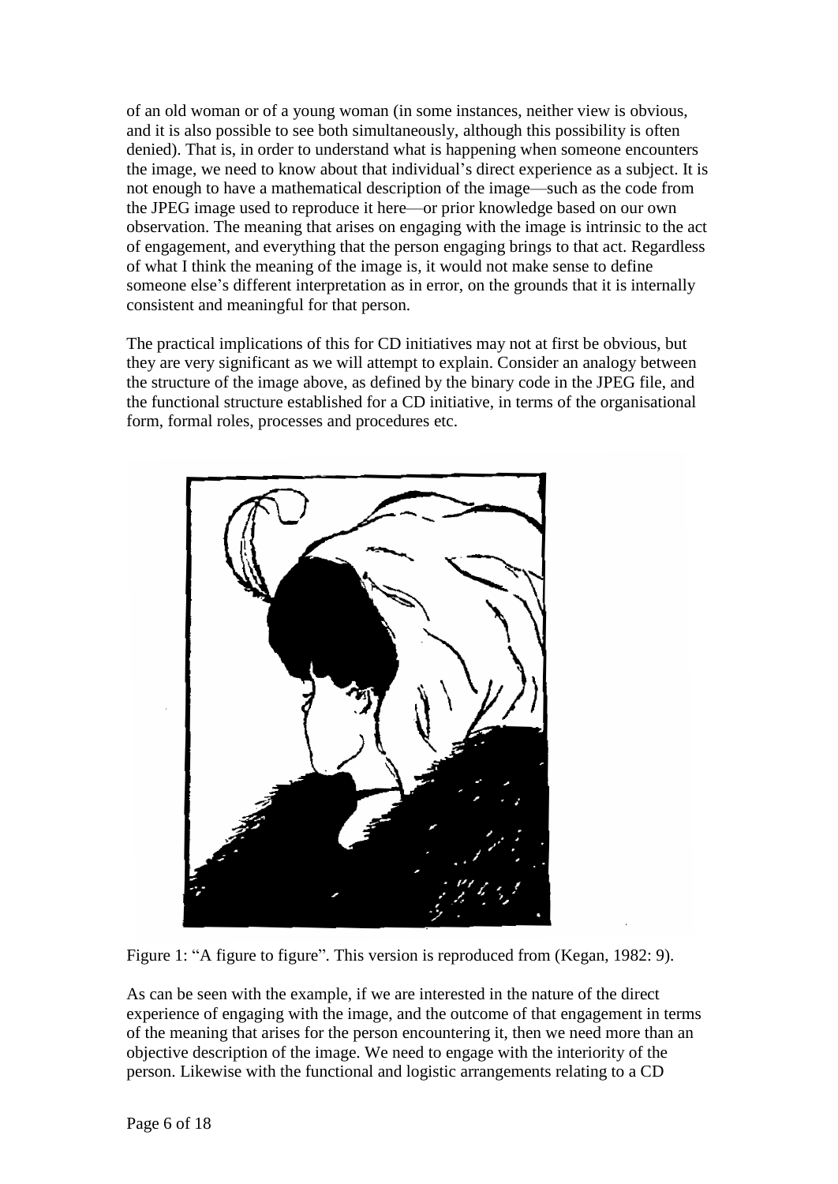of an old woman or of a young woman (in some instances, neither view is obvious, and it is also possible to see both simultaneously, although this possibility is often denied). That is, in order to understand what is happening when someone encounters the image, we need to know about that individual's direct experience as a subject. It is not enough to have a mathematical description of the image—such as the code from the JPEG image used to reproduce it here—or prior knowledge based on our own observation. The meaning that arises on engaging with the image is intrinsic to the act of engagement, and everything that the person engaging brings to that act. Regardless of what I think the meaning of the image is, it would not make sense to define someone else's different interpretation as in error, on the grounds that it is internally consistent and meaningful for that person.

The practical implications of this for CD initiatives may not at first be obvious, but they are very significant as we will attempt to explain. Consider an analogy between the structure of the image above, as defined by the binary code in the JPEG file, and the functional structure established for a CD initiative, in terms of the organisational form, formal roles, processes and procedures etc.

Figure 1: "A figure to figure". This version is reproduced from (Kegan, 1982: 9).

As can be seen with the example, if we are interested in the nature of the direct experience of engaging with the image, and the outcome of that engagement in terms of the meaning that arises for the person encountering it, then we need more than an objective description of the image. We need to engage with the interiority of the person. Likewise with the functional and logistic arrangements relating to a CD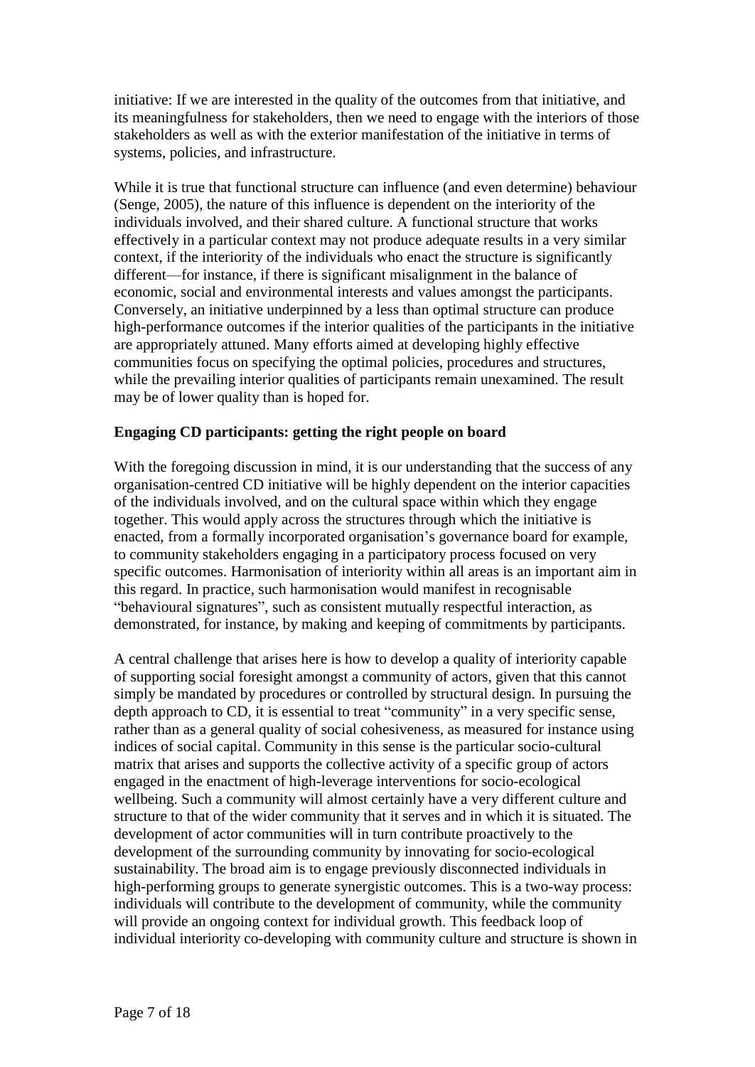initiative: If we are interested in the quality of the outcomes from that initiative, and its meaningfulness for stakeholders, then we need to engage with the interiors of those stakeholders as well as with the exterior manifestation of the initiative in terms of systems, policies, and infrastructure.

While it is true that functional structure can influence (and even determine) behaviour (Senge, 2005), the nature of this influence is dependent on the interiority of the individuals involved, and their shared culture. A functional structure that works effectively in a particular context may not produce adequate results in a very similar context, if the interiority of the individuals who enact the structure is significantly different—for instance, if there is significant misalignment in the balance of economic, social and environmental interests and values amongst the participants. Conversely, an initiative underpinned by a less than optimal structure can produce high-performance outcomes if the interior qualities of the participants in the initiative are appropriately attuned. Many efforts aimed at developing highly effective communities focus on specifying the optimal policies, procedures and structures, while the prevailing interior qualities of participants remain unexamined. The result may be of lower quality than is hoped for.

**Engaging CD participants: getting the right people on board**

With the foregoing discussion in mind, it is our understanding that the success of any organisation-centred CD initiative will be highly dependent on the interior capacities of the individuals involved, and on the cultural space within which they engage together. This would apply across the structures through which the initiative is enacted, from a formally incorporated organisation's governance board for example, to community stakeholders engaging in a participatory process focused on very specific outcomes. Harmonisation of interiority within all areas is an important aim in this regard. In practice, such harmonisation would manifest in recognisable "behavioural signatures", such as consistent mutually respectful interaction, as demonstrated, for instance, by making and keeping of commitments by participants.

A central challenge that arises here is how to develop a quality of interiority capable of supporting social foresight amongst a community of actors, given that this cannot simply be mandated by procedures or controlled by structural design. In pursuing the depth approach to CD, it is essential to treat "community" in a very specific sense, rather than as a general quality of social cohesiveness, as measured for instance using indices of social capital. Community in this sense is the particular socio-cultural matrix that arises and supports the collective activity of a specific group of actors engaged in the enactment of high-leverage interventions for socio-ecological wellbeing. Such a community will almost certainly have a very different culture and structure to that of the wider community that it serves and in which it is situated. The development of actor communities will in turn contribute proactively to the development of the surrounding community by innovating for socio-ecological sustainability. The broad aim is to engage previously disconnected individuals in high-performing groups to generate synergistic outcomes. This is a two-way process: individuals will contribute to the development of community, while the community will provide an ongoing context for individual growth. This feedback loop of individual interiority co-developing with community culture and structure is shown in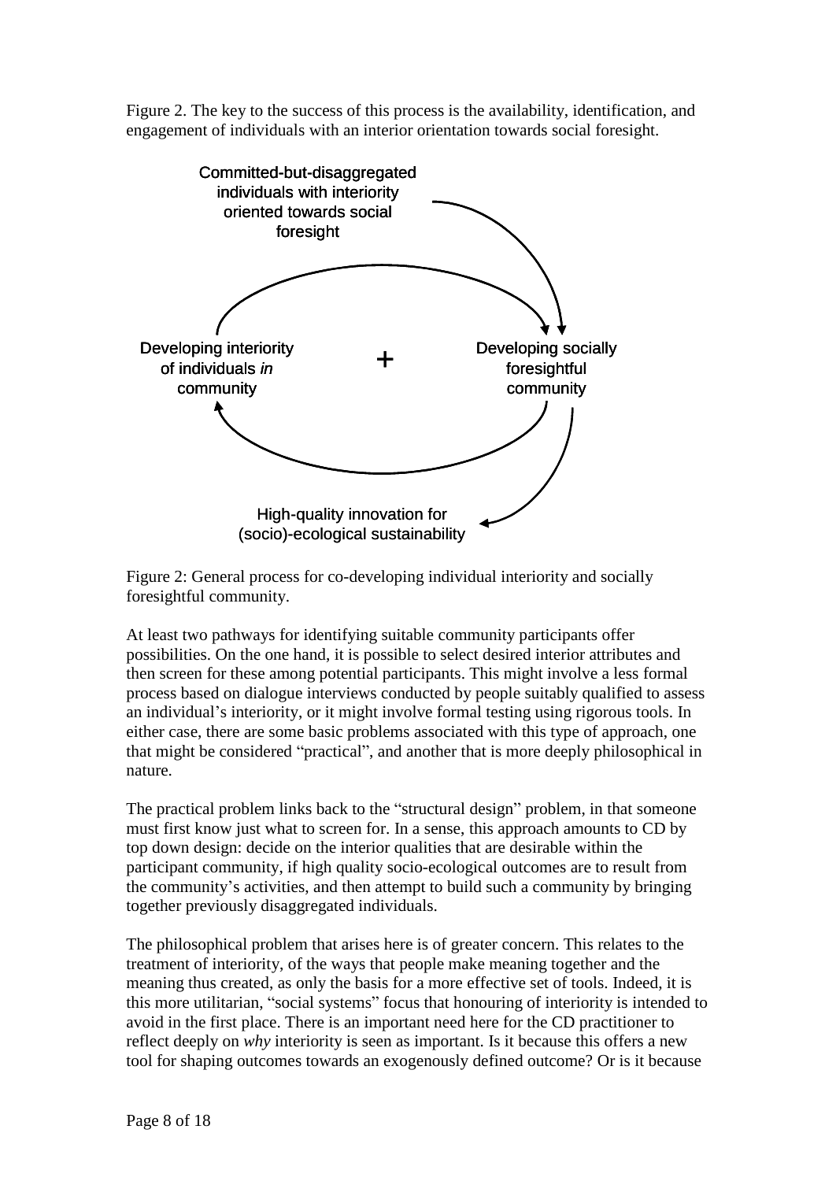Figure 2. The key to the success of this process is the availability, identification, and engagement of individuals with an interior orientation towards social foresight.

Committed-but-disaggregated individuals with interiority oriented towards social foresight

Developing interiority of individuals *in* community

+

Developing socially foresightful community

High-quality innovation for (socio)-ecological sustainability

Figure 2: General process for co-developing individual interiority and socially foresightful community.

At least two pathways for identifying suitable community participants offer possibilities. On the one hand, it is possible to select desired interior attributes and then screen for these among potential participants. This might involve a less formal process based on dialogue interviews conducted by people suitably qualified to assess an individual's interiority, or it might involve formal testing using rigorous tools. In either case, there are some basic problems associated with this type of approach, one that might be considered "practical", and another that is more deeply philosophical in nature.

The practical problem links back to the "structural design" problem, in that someone must first know just what to screen for. In a sense, this approach amounts to CD by top down design: decide on the interior qualities that are desirable within the participant community, if high quality socio-ecological outcomes are to result from the community's activities, and then attempt to build such a community by bringing together previously disaggregated individuals.

The philosophical problem that arises here is of greater concern. This relates to the treatment of interiority, of the ways that people make meaning together and the meaning thus created, as only the basis for a more effective set of tools. Indeed, it is this more utilitarian, "social systems" focus that honouring of interiority is intended to avoid in the first place. There is an important need here for the CD practitioner to reflect deeply on *why* interiority is seen as important. Is it because this offers a new tool for shaping outcomes towards an exogenously defined outcome? Or is it because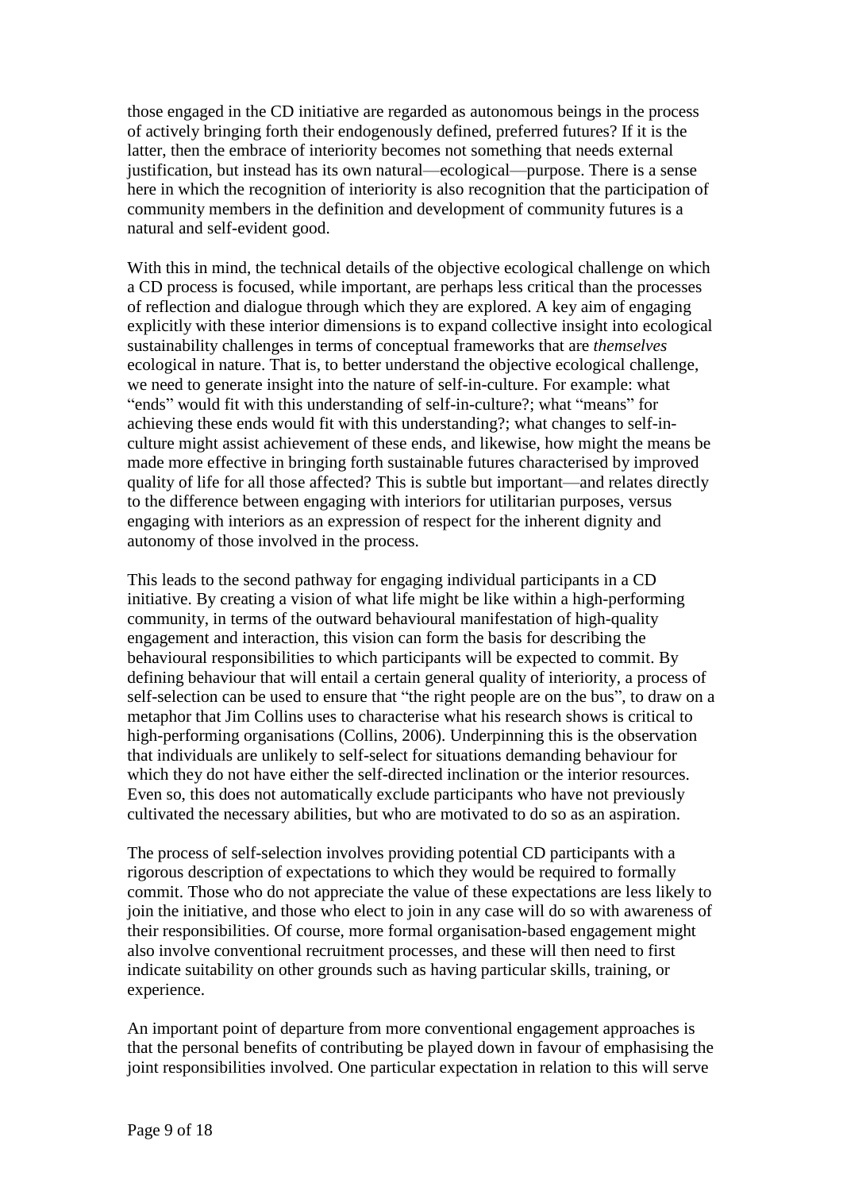those engaged in the CD initiative are regarded as autonomous beings in the process of actively bringing forth their endogenously defined, preferred futures? If it is the latter, then the embrace of interiority becomes not something that needs external justification, but instead has its own natural—ecological—purpose. There is a sense here in which the recognition of interiority is also recognition that the participation of community members in the definition and development of community futures is a natural and self-evident good.

With this in mind, the technical details of the objective ecological challenge on which a CD process is focused, while important, are perhaps less critical than the processes of reflection and dialogue through which they are explored. A key aim of engaging explicitly with these interior dimensions is to expand collective insight into ecological sustainability challenges in terms of conceptual frameworks that are *themselves* ecological in nature. That is, to better understand the objective ecological challenge, we need to generate insight into the nature of self-in-culture. For example: what "ends" would fit with this understanding of self-in-culture?; what "means" for achieving these ends would fit with this understanding?; what changes to self-in-culture might assist achievement of these ends, and likewise, how might the means be made more effective in bringing forth sustainable futures characterised by improved quality of life for all those affected? This is subtle but important—and relates directly to the difference between engaging with interiors for utilitarian purposes, versus engaging with interiors as an expression of respect for the inherent dignity and autonomy of those involved in the process.

This leads to the second pathway for engaging individual participants in a CD initiative. By creating a vision of what life might be like within a high-performing community, in terms of the outward behavioural manifestation of high-quality engagement and interaction, this vision can form the basis for describing the behavioural responsibilities to which participants will be expected to commit. By defining behaviour that will entail a certain general quality of interiority, a process of self-selection can be used to ensure that "the right people are on the bus", to draw on a metaphor that Jim Collins uses to characterise what his research shows is critical to high-performing organisations (Collins, 2006). Underpinning this is the observation that individuals are unlikely to self-select for situations demanding behaviour for which they do not have either the self-directed inclination or the interior resources. Even so, this does not automatically exclude participants who have not previously cultivated the necessary abilities, but who are motivated to do so as an aspiration.

The process of self-selection involves providing potential CD participants with a rigorous description of expectations to which they would be required to formally commit. Those who do not appreciate the value of these expectations are less likely to join the initiative, and those who elect to join in any case will do so with awareness of their responsibilities. Of course, more formal organisation-based engagement might also involve conventional recruitment processes, and these will then need to first indicate suitability on other grounds such as having particular skills, training, or experience.

An important point of departure from more conventional engagement approaches is that the personal benefits of contributing be played down in favour of emphasising the joint responsibilities involved. One particular expectation in relation to this will serve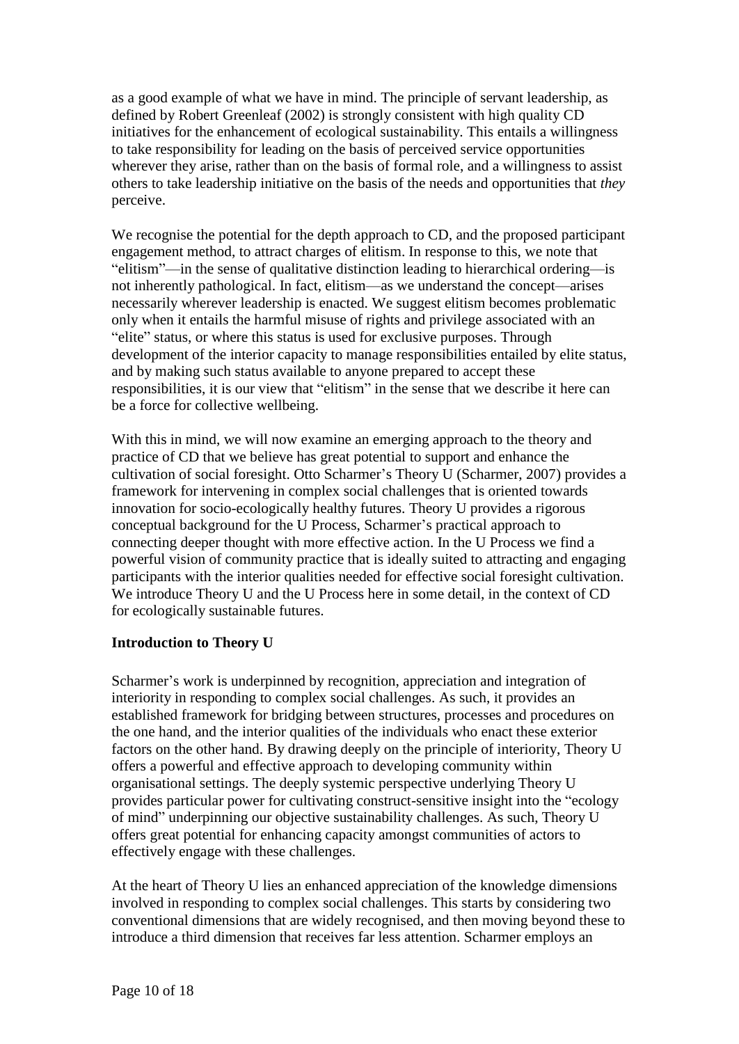as a good example of what we have in mind. The principle of servant leadership, as defined by Robert Greenleaf (2002) is strongly consistent with high quality CD initiatives for the enhancement of ecological sustainability. This entails a willingness to take responsibility for leading on the basis of perceived service opportunities wherever they arise, rather than on the basis of formal role, and a willingness to assist others to take leadership initiative on the basis of the needs and opportunities that *they* perceive.

We recognise the potential for the depth approach to CD, and the proposed participant engagement method, to attract charges of elitism. In response to this, we note that "elitism"—in the sense of qualitative distinction leading to hierarchical ordering—is not inherently pathological. In fact, elitism—as we understand the concept—arises necessarily wherever leadership is enacted. We suggest elitism becomes problematic only when it entails the harmful misuse of rights and privilege associated with an "elite" status, or where this status is used for exclusive purposes. Through development of the interior capacity to manage responsibilities entailed by elite status, and by making such status available to anyone prepared to accept these responsibilities, it is our view that "elitism" in the sense that we describe it here can be a force for collective wellbeing.

With this in mind, we will now examine an emerging approach to the theory and practice of CD that we believe has great potential to support and enhance the cultivation of social foresight. Otto Scharmer's Theory U (Scharmer, 2007) provides a framework for intervening in complex social challenges that is oriented towards innovation for socio-ecologically healthy futures. Theory U provides a rigorous conceptual background for the U Process, Scharmer's practical approach to connecting deeper thought with more effective action. In the U Process we find a powerful vision of community practice that is ideally suited to attracting and engaging participants with the interior qualities needed for effective social foresight cultivation. We introduce Theory U and the U Process here in some detail, in the context of CD for ecologically sustainable futures.

**Introduction to Theory U**

Scharmer's work is underpinned by recognition, appreciation and integration of interiority in responding to complex social challenges. As such, it provides an established framework for bridging between structures, processes and procedures on the one hand, and the interior qualities of the individuals who enact these exterior factors on the other hand. By drawing deeply on the principle of interiority, Theory U offers a powerful and effective approach to developing community within organisational settings. The deeply systemic perspective underlying Theory U provides particular power for cultivating construct-sensitive insight into the "ecology of mind" underpinning our objective sustainability challenges. As such, Theory U offers great potential for enhancing capacity amongst communities of actors to effectively engage with these challenges.

At the heart of Theory U lies an enhanced appreciation of the knowledge dimensions involved in responding to complex social challenges. This starts by considering two conventional dimensions that are widely recognised, and then moving beyond these to introduce a third dimension that receives far less attention. Scharmer employs an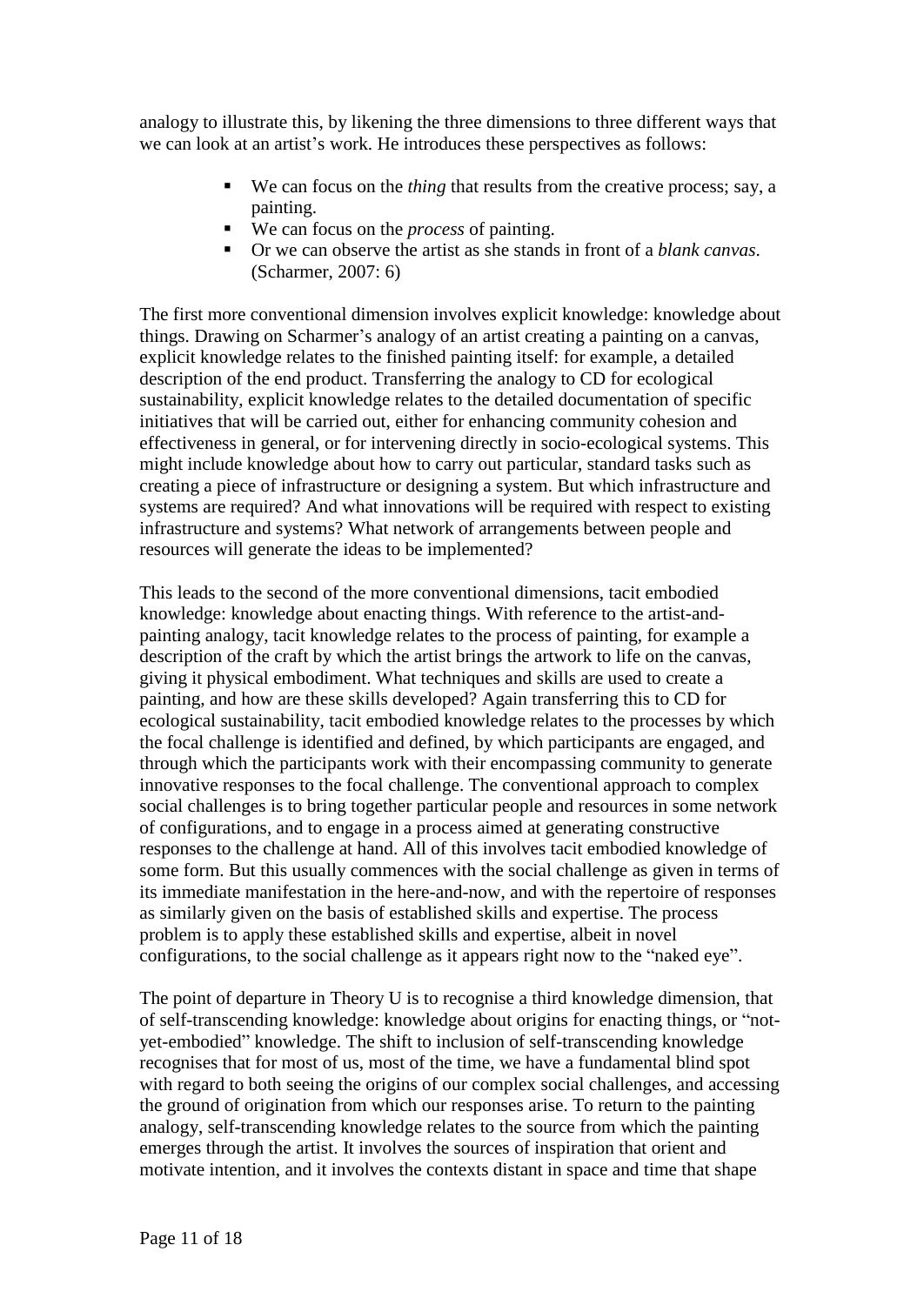analogy to illustrate this, by likening the three dimensions to three different ways that we can look at an artist's work. He introduces these perspectives as follows:

- We can focus on the *thing* that results from the creative process; say, a painting.
- We can focus on the *process* of painting.
- Or we can observe the artist as she stands in front of a *blank canvas*. (Scharmer, 2007: 6)

The first more conventional dimension involves explicit knowledge: knowledge about things. Drawing on Scharmer's analogy of an artist creating a painting on a canvas, explicit knowledge relates to the finished painting itself: for example, a detailed description of the end product. Transferring the analogy to CD for ecological sustainability, explicit knowledge relates to the detailed documentation of specific initiatives that will be carried out, either for enhancing community cohesion and effectiveness in general, or for intervening directly in socio-ecological systems. This might include knowledge about how to carry out particular, standard tasks such as creating a piece of infrastructure or designing a system. But which infrastructure and systems are required? And what innovations will be required with respect to existing infrastructure and systems? What network of arrangements between people and resources will generate the ideas to be implemented?

This leads to the second of the more conventional dimensions, tacit embodied knowledge: knowledge about enacting things. With reference to the artist-and-painting analogy, tacit knowledge relates to the process of painting, for example a description of the craft by which the artist brings the artwork to life on the canvas, giving it physical embodiment. What techniques and skills are used to create a painting, and how are these skills developed? Again transferring this to CD for ecological sustainability, tacit embodied knowledge relates to the processes by which the focal challenge is identified and defined, by which participants are engaged, and through which the participants work with their encompassing community to generate innovative responses to the focal challenge. The conventional approach to complex social challenges is to bring together particular people and resources in some network of configurations, and to engage in a process aimed at generating constructive responses to the challenge at hand. All of this involves tacit embodied knowledge of some form. But this usually commences with the social challenge as given in terms of its immediate manifestation in the here-and-now, and with the repertoire of responses as similarly given on the basis of established skills and expertise. The process problem is to apply these established skills and expertise, albeit in novel configurations, to the social challenge as it appears right now to the "naked eye".

The point of departure in Theory U is to recognise a third knowledge dimension, that of self-transcending knowledge: knowledge about origins for enacting things, or "not-yet-embodied" knowledge. The shift to inclusion of self-transcending knowledge recognises that for most of us, most of the time, we have a fundamental blind spot with regard to both seeing the origins of our complex social challenges, and accessing the ground of origination from which our responses arise. To return to the painting analogy, self-transcending knowledge relates to the source from which the painting emerges through the artist. It involves the sources of inspiration that orient and motivate intention, and it involves the contexts distant in space and time that shape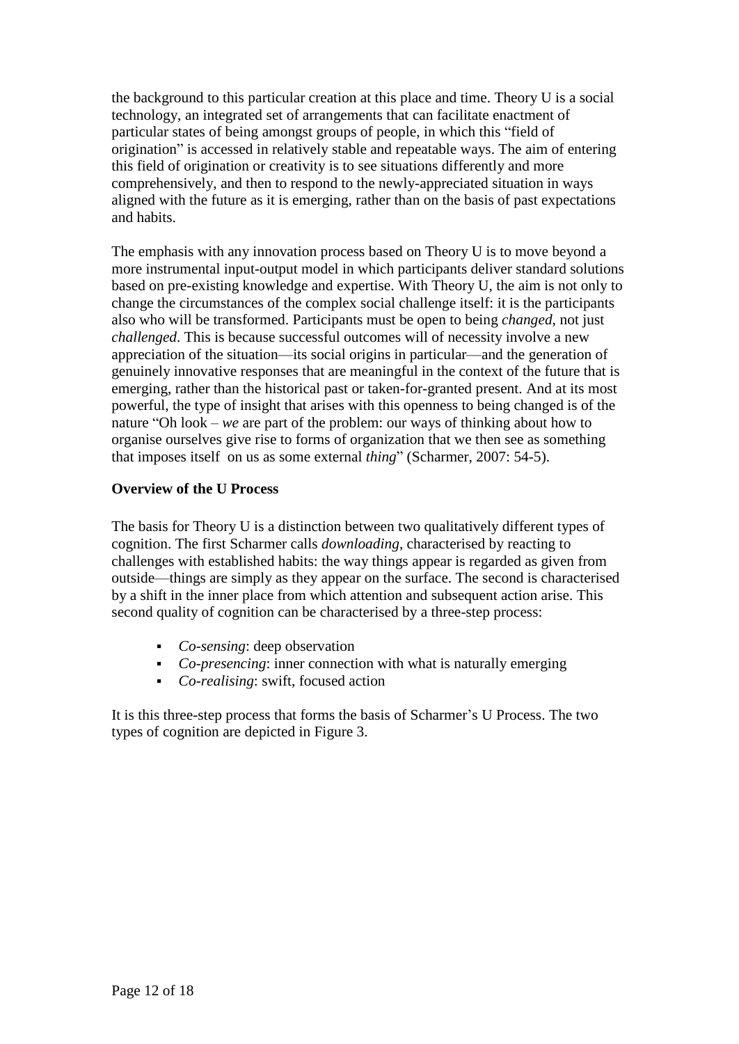the background to this particular creation at this place and time. Theory U is a social technology, an integrated set of arrangements that can facilitate enactment of particular states of being amongst groups of people, in which this "field of origination" is accessed in relatively stable and repeatable ways. The aim of entering this field of origination or creativity is to see situations differently and more comprehensively, and then to respond to the newly-appreciated situation in ways aligned with the future as it is emerging, rather than on the basis of past expectations and habits.

The emphasis with any innovation process based on Theory U is to move beyond a more instrumental input-output model in which participants deliver standard solutions based on pre-existing knowledge and expertise. With Theory U, the aim is not only to change the circumstances of the complex social challenge itself: it is the participants also who will be transformed. Participants must be open to being *changed*, not just *challenged*. This is because successful outcomes will of necessity involve a new appreciation of the situation—its social origins in particular—and the generation of genuinely innovative responses that are meaningful in the context of the future that is emerging, rather than the historical past or taken-for-granted present. And at its most powerful, the type of insight that arises with this openness to being changed is of the nature "Oh look – *we* are part of the problem: our ways of thinking about how to organise ourselves give rise to forms of organization that we then see as something that imposes itself on us as some external *thing*" (Scharmer, 2007: 54-5).

**Overview of the U Process**

The basis for Theory U is a distinction between two qualitatively different types of cognition. The first Scharmer calls *downloading*, characterised by reacting to challenges with established habits: the way things appear is regarded as given from outside—things are simply as they appear on the surface. The second is characterised by a shift in the inner place from which attention and subsequent action arise. This second quality of cognition can be characterised by a three-step process:

- *Co-sensing*: deep observation
- *Co-presencing*: inner connection with what is naturally emerging
- *Co-realising*: swift, focused action

It is this three-step process that forms the basis of Scharmer's U Process. The two types of cognition are depicted in Figure 3.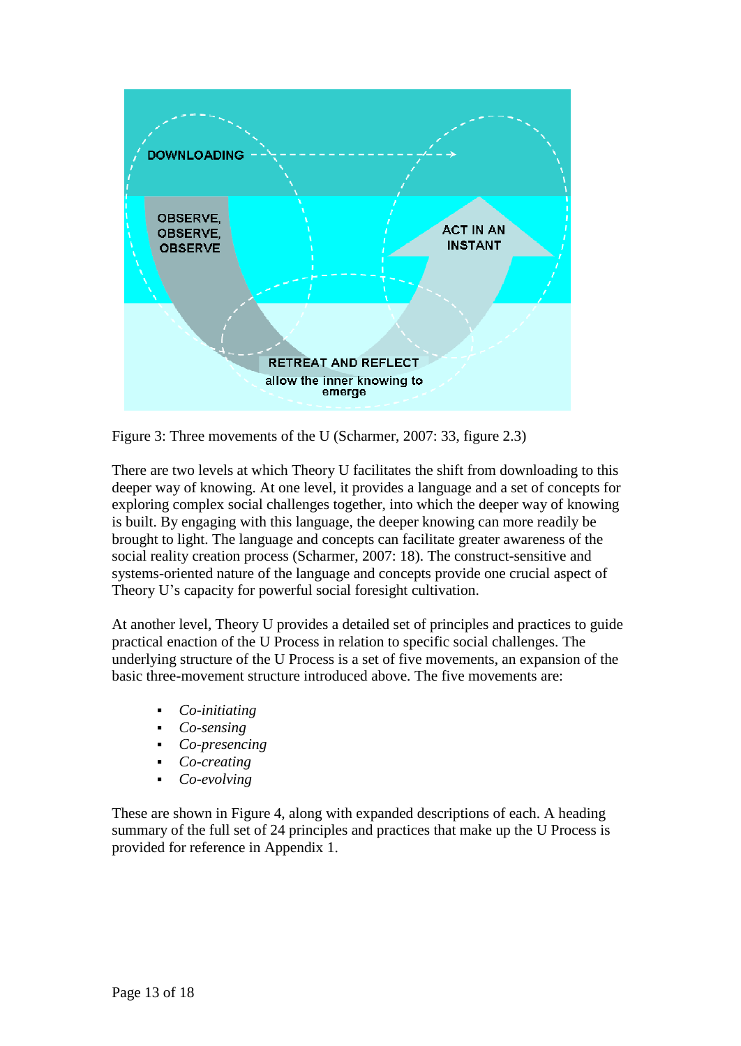DOWNLOADING

OBSERVE, OBSERVE, OBSERVE

ACT IN AN INSTANT

RETREAT AND REFLECT

allow the inner knowing to emerge

Figure 3: Three movements of the U (Scharmer, 2007: 33, figure 2.3)

There are two levels at which Theory U facilitates the shift from downloading to this deeper way of knowing. At one level, it provides a language and a set of concepts for exploring complex social challenges together, into which the deeper way of knowing is built. By engaging with this language, the deeper knowing can more readily be brought to light. The language and concepts can facilitate greater awareness of the social reality creation process (Scharmer, 2007: 18). The construct-sensitive and systems-oriented nature of the language and concepts provide one crucial aspect of Theory U's capacity for powerful social foresight cultivation.

At another level, Theory U provides a detailed set of principles and practices to guide practical enaction of the U Process in relation to specific social challenges. The underlying structure of the U Process is a set of five movements, an expansion of the basic three-movement structure introduced above. The five movements are:

- *Co-initiating*
- *Co-sensing*
- *Co-presencing*
- *Co-creating*
- *Co-evolving*

These are shown in Figure 4, along with expanded descriptions of each. A heading summary of the full set of 24 principles and practices that make up the U Process is provided for reference in Appendix 1.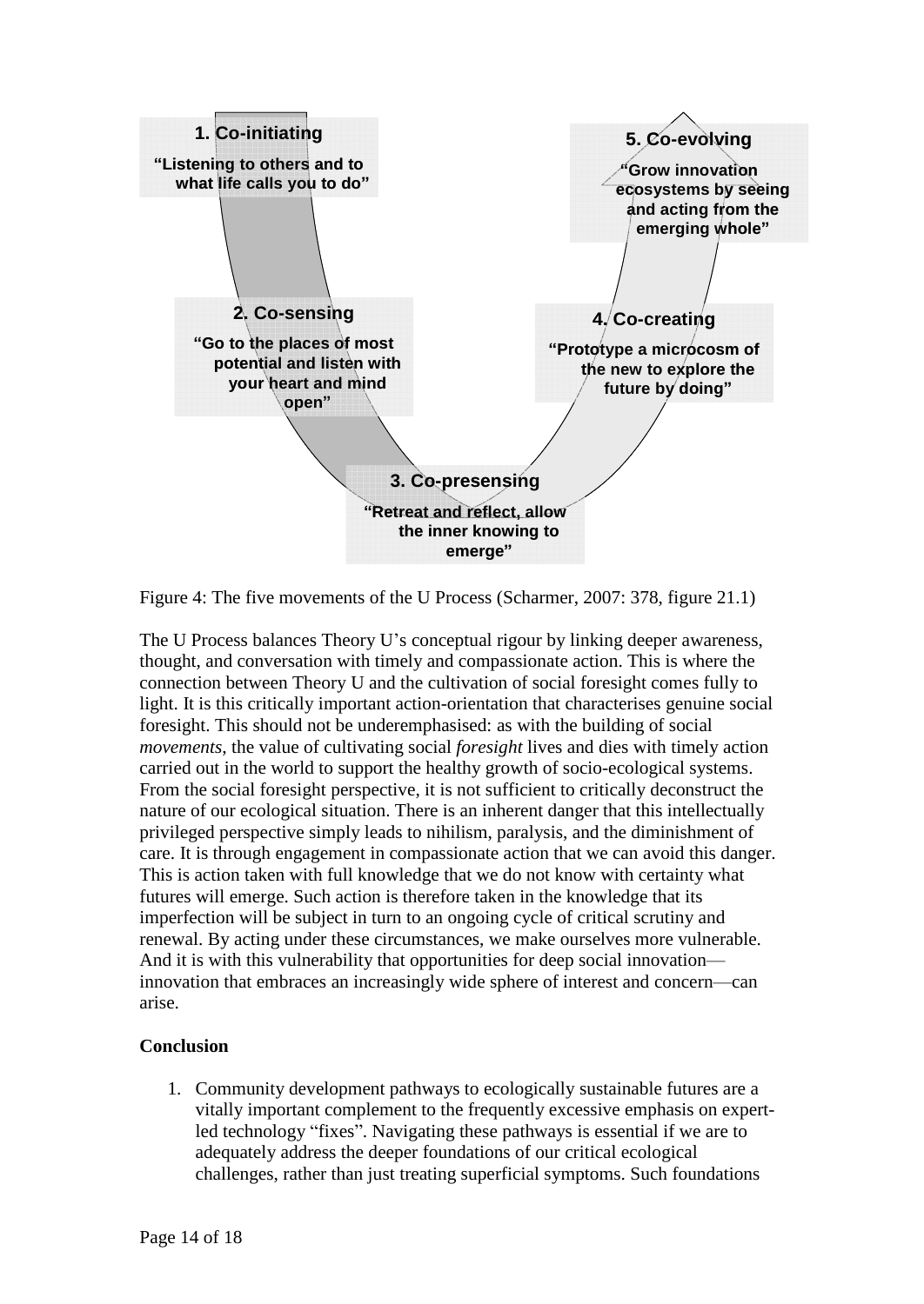**1. Co-initiating**

"Listening to others and to what life calls you to do"

**2. Co-sensing**

"Go to the places of most potential and listen with your heart and mind open"

**3. Co-presensing**

"Retreat and reflect, allow the inner knowing to emerge"

**4. Co-creating**

"Prototype a microcosm of the new to explore the future by doing"

**5. Co-evolving**

"Grow innovation ecosystems by seeing and acting from the emerging whole"

Figure 4: The five movements of the U Process (Scharmer, 2007: 378, figure 21.1)

The U Process balances Theory U's conceptual rigour by linking deeper awareness, thought, and conversation with timely and compassionate action. This is where the connection between Theory U and the cultivation of social foresight comes fully to light. It is this critically important action-orientation that characterises genuine social foresight. This should not be underemphasised: as with the building of social *movements*, the value of cultivating social *foresight* lives and dies with timely action carried out in the world to support the healthy growth of socio-ecological systems. From the social foresight perspective, it is not sufficient to critically deconstruct the nature of our ecological situation. There is an inherent danger that this intellectually privileged perspective simply leads to nihilism, paralysis, and the diminishment of care. It is through engagement in compassionate action that we can avoid this danger. This is action taken with full knowledge that we do not know with certainty what futures will emerge. Such action is therefore taken in the knowledge that its imperfection will be subject in turn to an ongoing cycle of critical scrutiny and renewal. By acting under these circumstances, we make ourselves more vulnerable. And it is with this vulnerability that opportunities for deep social innovation—innovation that embraces an increasingly wide sphere of interest and concern—can arise.

## Conclusion

1. Community development pathways to ecologically sustainable futures are a vitally important complement to the frequently excessive emphasis on expert-led technology "fixes". Navigating these pathways is essential if we are to adequately address the deeper foundations of our critical ecological challenges, rather than just treating superficial symptoms. Such foundations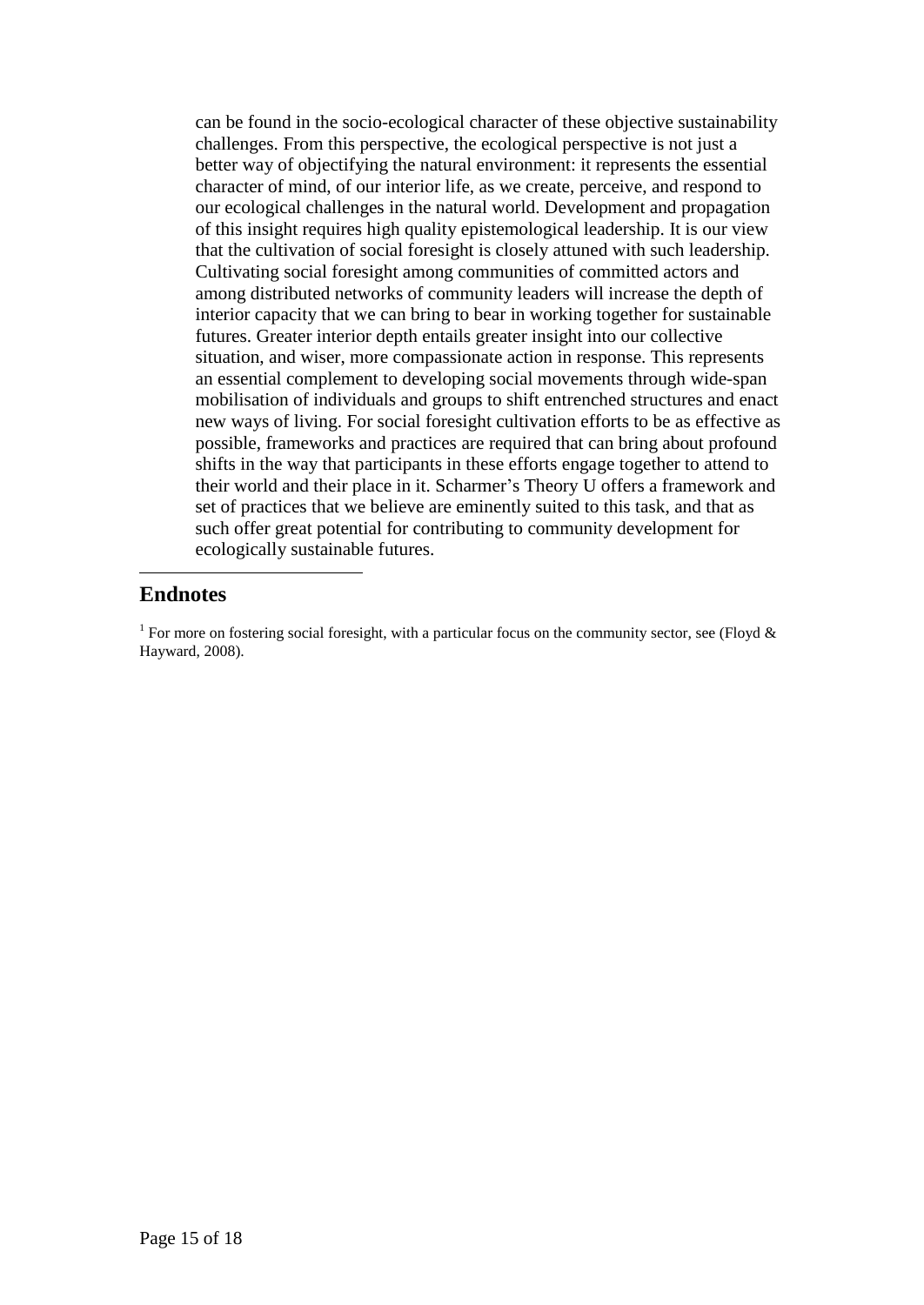can be found in the socio-ecological character of these objective sustainability challenges. From this perspective, the ecological perspective is not just a better way of objectifying the natural environment: it represents the essential character of mind, of our interior life, as we create, perceive, and respond to our ecological challenges in the natural world. Development and propagation of this insight requires high quality epistemological leadership. It is our view that the cultivation of social foresight is closely attuned with such leadership. Cultivating social foresight among communities of committed actors and among distributed networks of community leaders will increase the depth of interior capacity that we can bring to bear in working together for sustainable futures. Greater interior depth entails greater insight into our collective situation, and wiser, more compassionate action in response. This represents an essential complement to developing social movements through wide-span mobilisation of individuals and groups to shift entrenched structures and enact new ways of living. For social foresight cultivation efforts to be as effective as possible, frameworks and practices are required that can bring about profound shifts in the way that participants in these efforts engage together to attend to their world and their place in it. Scharmer's Theory U offers a framework and set of practices that we believe are eminently suited to this task, and that as such offer great potential for contributing to community development for ecologically sustainable futures.

## Endnotes

[1] For more on fostering social foresight, with a particular focus on the community sector, see (Floyd & Hayward, 2008).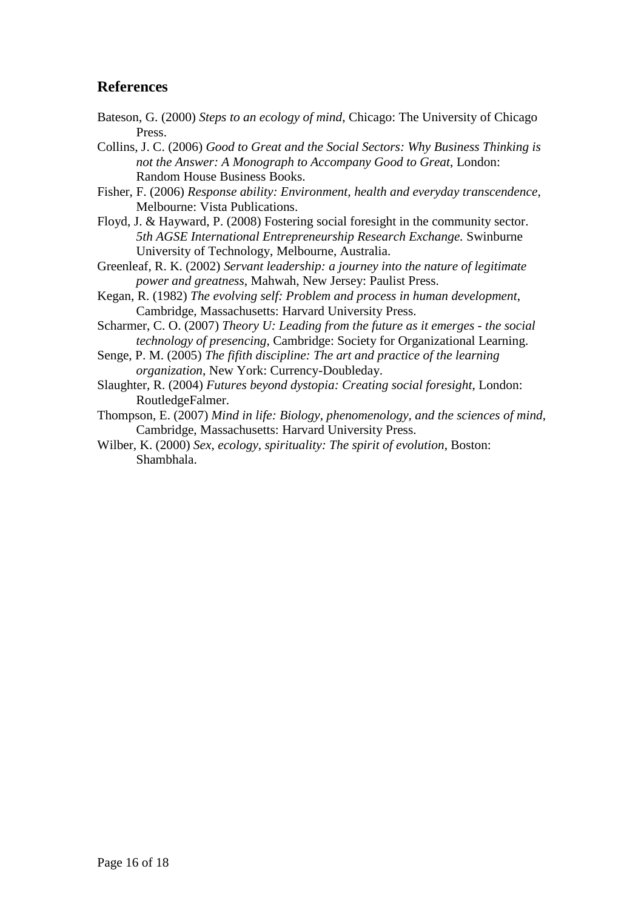## References

Bateson, G. (2000) *Steps to an ecology of mind*, Chicago: The University of Chicago Press.

Collins, J. C. (2006) *Good to Great and the Social Sectors: Why Business Thinking is not the Answer: A Monograph to Accompany Good to Great*, London: Random House Business Books.

Fisher, F. (2006) *Response ability: Environment, health and everyday transcendence*, Melbourne: Vista Publications.

Floyd, J. & Hayward, P. (2008) Fostering social foresight in the community sector. *5th AGSE International Entrepreneurship Research Exchange.* Swinburne University of Technology, Melbourne, Australia.

Greenleaf, R. K. (2002) *Servant leadership: a journey into the nature of legitimate power and greatness*, Mahwah, New Jersey: Paulist Press.

Kegan, R. (1982) *The evolving self: Problem and process in human development*, Cambridge, Massachusetts: Harvard University Press.

Scharmer, C. O. (2007) *Theory U: Leading from the future as it emerges - the social technology of presencing*, Cambridge: Society for Organizational Learning.

Senge, P. M. (2005) *The fifith discipline: The art and practice of the learning organization*, New York: Currency-Doubleday.

Slaughter, R. (2004) *Futures beyond dystopia: Creating social foresight*, London: RoutledgeFalmer.

Thompson, E. (2007) *Mind in life: Biology, phenomenology, and the sciences of mind*, Cambridge, Massachusetts: Harvard University Press.

Wilber, K. (2000) *Sex, ecology, spirituality: The spirit of evolution*, Boston: Shambhala.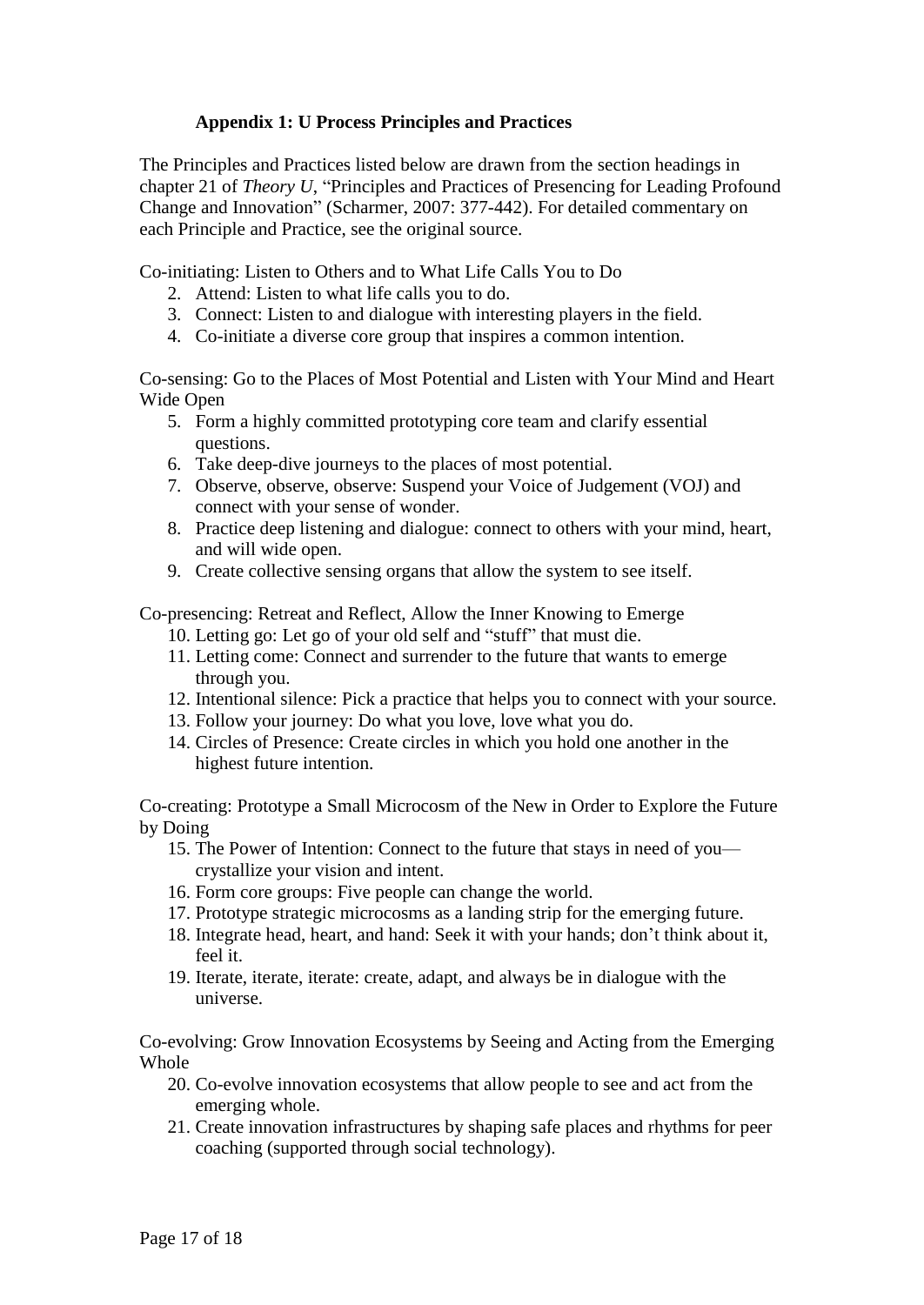### Appendix 1: U Process Principles and Practices

The Principles and Practices listed below are drawn from the section headings in chapter 21 of *Theory U*, "Principles and Practices of Presencing for Leading Profound Change and Innovation" (Scharmer, 2007: 377-442). For detailed commentary on each Principle and Practice, see the original source.

Co-initiating: Listen to Others and to What Life Calls You to Do

2. Attend: Listen to what life calls you to do.
3. Connect: Listen to and dialogue with interesting players in the field.
4. Co-initiate a diverse core group that inspires a common intention.

Co-sensing: Go to the Places of Most Potential and Listen with Your Mind and Heart Wide Open

5. Form a highly committed prototyping core team and clarify essential questions.
6. Take deep-dive journeys to the places of most potential.
7. Observe, observe, observe: Suspend your Voice of Judgement (VOJ) and connect with your sense of wonder.
8. Practice deep listening and dialogue: connect to others with your mind, heart, and will wide open.
9. Create collective sensing organs that allow the system to see itself.

Co-presencing: Retreat and Reflect, Allow the Inner Knowing to Emerge

10. Letting go: Let go of your old self and "stuff" that must die.
11. Letting come: Connect and surrender to the future that wants to emerge through you.
12. Intentional silence: Pick a practice that helps you to connect with your source.
13. Follow your journey: Do what you love, love what you do.
14. Circles of Presence: Create circles in which you hold one another in the highest future intention.

Co-creating: Prototype a Small Microcosm of the New in Order to Explore the Future by Doing

15. The Power of Intention: Connect to the future that stays in need of you—crystallize your vision and intent.
16. Form core groups: Five people can change the world.
17. Prototype strategic microcosms as a landing strip for the emerging future.
18. Integrate head, heart, and hand: Seek it with your hands; don't think about it, feel it.
19. Iterate, iterate, iterate: create, adapt, and always be in dialogue with the universe.

Co-evolving: Grow Innovation Ecosystems by Seeing and Acting from the Emerging Whole

20. Co-evolve innovation ecosystems that allow people to see and act from the emerging whole.
21. Create innovation infrastructures by shaping safe places and rhythms for peer coaching (supported through social technology).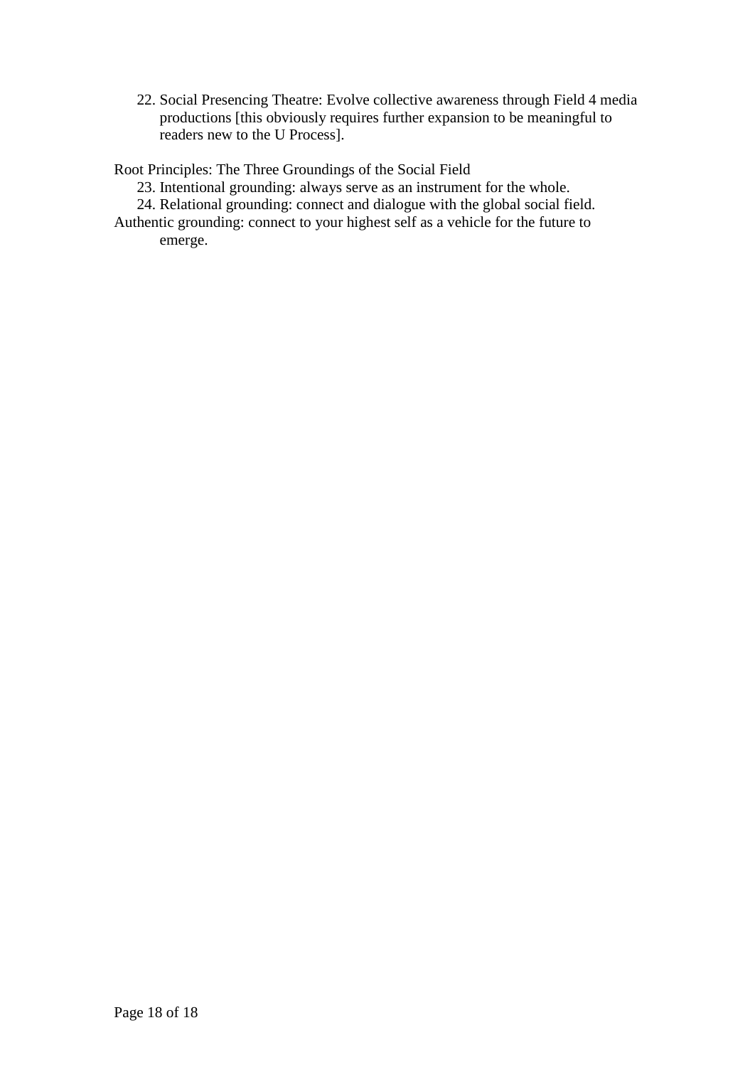22. Social Presencing Theatre: Evolve collective awareness through Field 4 media productions [this obviously requires further expansion to be meaningful to readers new to the U Process].

Root Principles: The Three Groundings of the Social Field

23. Intentional grounding: always serve as an instrument for the whole.
24. Relational grounding: connect and dialogue with the global social field.

Authentic grounding: connect to your highest self as a vehicle for the future to emerge.